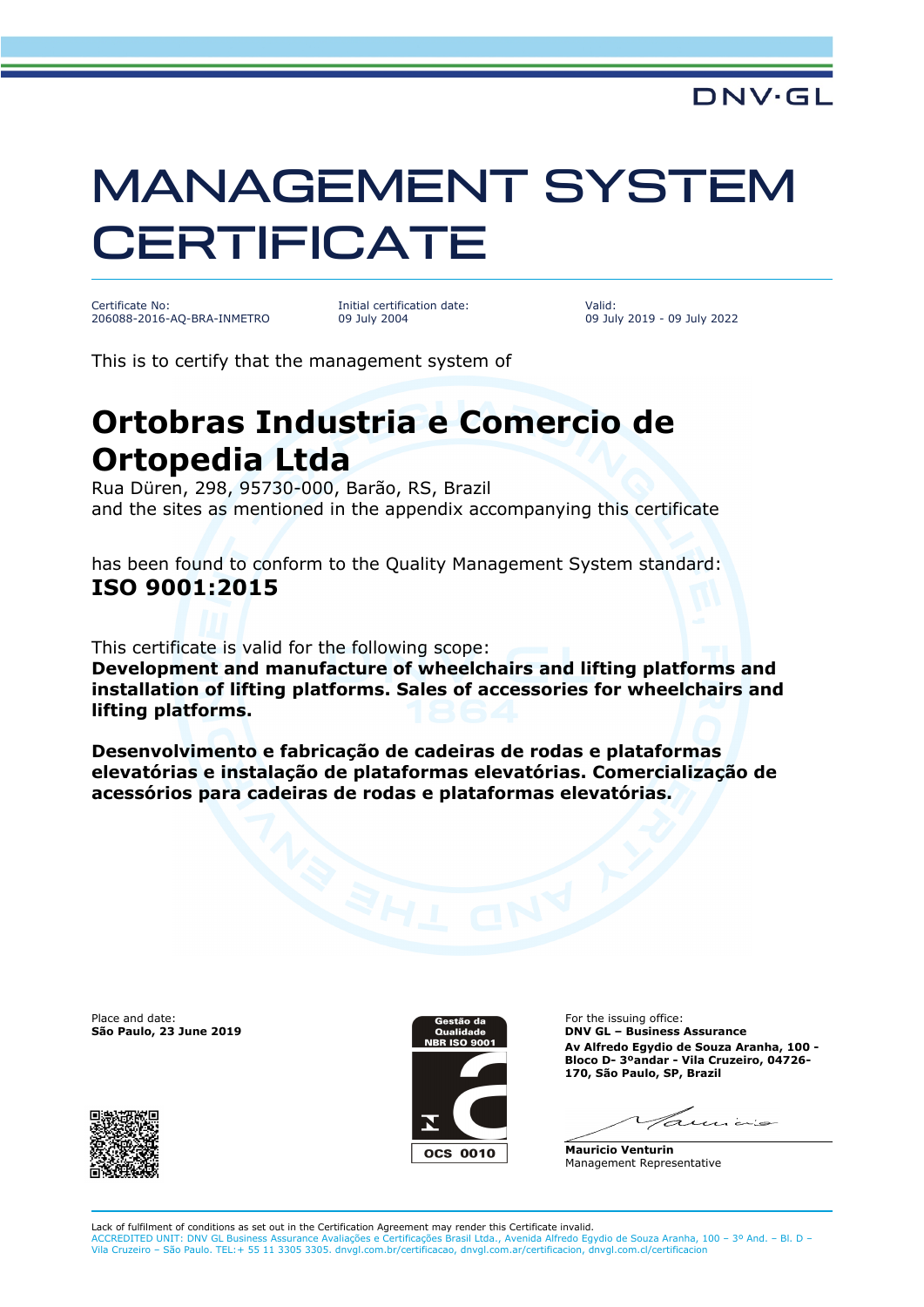DNV·GL

# MANAGEMENT SYSTEM CERTIFICATE

Certificate No:
206088-2016-AQ-BRA-INMETRO

Initial certification date:
09 July 2004

Valid:
09 July 2019 - 09 July 2022

This is to certify that the management system of

## Ortobras Industria e Comercio de Ortopedia Ltda

Rua Düren, 298, 95730-000, Barão, RS, Brazil
and the sites as mentioned in the appendix accompanying this certificate

has been found to conform to the Quality Management System standard:
**ISO 9001:2015**

This certificate is valid for the following scope:
**Development and manufacture of wheelchairs and lifting platforms and installation of lifting platforms. Sales of accessories for wheelchairs and lifting platforms.**

**Desenvolvimento e fabricação de cadeiras de rodas e plataformas elevatórias e instalação de plataformas elevatórias. Comercialização de acessórios para cadeiras de rodas e plataformas elevatórias.**

Place and date:
**São Paulo, 23 June 2019**

Gestão da Qualidade NBR ISO 9001
OCS 0010

For the issuing office:
**DNV GL – Business Assurance**
**Av Alfredo Egydio de Souza Aranha, 100 - Bloco D- 3ºandar - Vila Cruzeiro, 04726-170, São Paulo, SP, Brazil**

**Mauricio Venturin**
Management Representative

Lack of fulfilment of conditions as set out in the Certification Agreement may render this Certificate invalid.
ACCREDITED UNIT: DNV GL Business Assurance Avaliações e Certificações Brasil Ltda., Avenida Alfredo Egydio de Souza Aranha, 100 – 3º And. – Bl. D – Vila Cruzeiro – São Paulo. TEL:+ 55 11 3305 3305. dnvgl.com.br/certificacao, dnvgl.com.ar/certificacion, dnvgl.com.cl/certificacion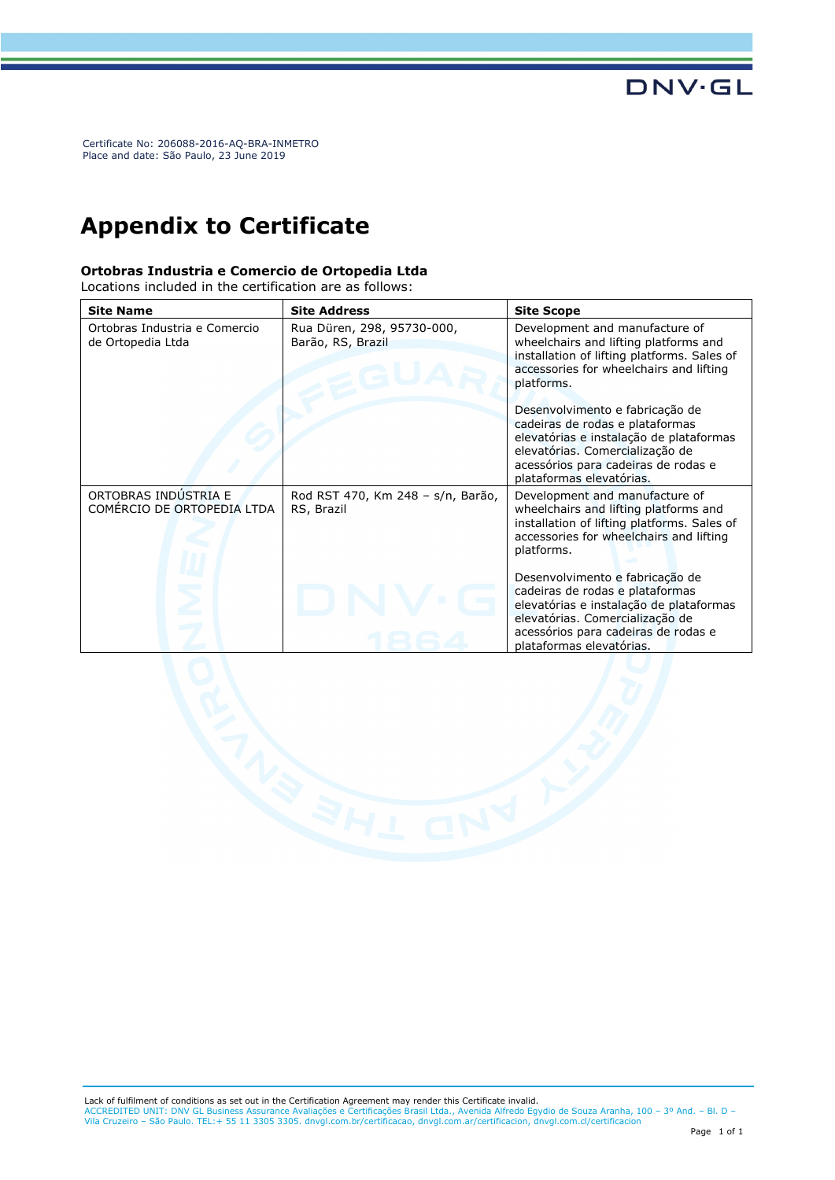Certificate No: 206088-2016-AQ-BRA-INMETRO
Place and date: São Paulo, 23 June 2019

# Appendix to Certificate

**Ortobras Industria e Comercio de Ortopedia Ltda**
Locations included in the certification are as follows:

| Site Name | Site Address | Site Scope |
|---|---|---|
| Ortobras Industria e Comercio de Ortopedia Ltda | Rua Düren, 298, 95730-000, Barão, RS, Brazil | Development and manufacture of wheelchairs and lifting platforms and installation of lifting platforms. Sales of accessories for wheelchairs and lifting platforms.<br><br>Desenvolvimento e fabricação de cadeiras de rodas e plataformas elevatórias e instalação de plataformas elevatórias. Comercialização de acessórios para cadeiras de rodas e plataformas elevatórias. |
| ORTOBRAS INDÚSTRIA E COMÉRCIO DE ORTOPEDIA LTDA | Rod RST 470, Km 248 – s/n, Barão, RS, Brazil | Development and manufacture of wheelchairs and lifting platforms and installation of lifting platforms. Sales of accessories for wheelchairs and lifting platforms.<br><br>Desenvolvimento e fabricação de cadeiras de rodas e plataformas elevatórias e instalação de plataformas elevatórias. Comercialização de acessórios para cadeiras de rodas e plataformas elevatórias. |

Lack of fulfilment of conditions as set out in the Certification Agreement may render this Certificate invalid.
ACCREDITED UNIT: DNV GL Business Assurance Avaliações e Certificações Brasil Ltda., Avenida Alfredo Egydio de Souza Aranha, 100 – 3º And. – Bl. D – Vila Cruzeiro – São Paulo. TEL:+ 55 11 3305 3305. dnvgl.com.br/certificacao, dnvgl.com.ar/certificacion, dnvgl.com.cl/certificacion